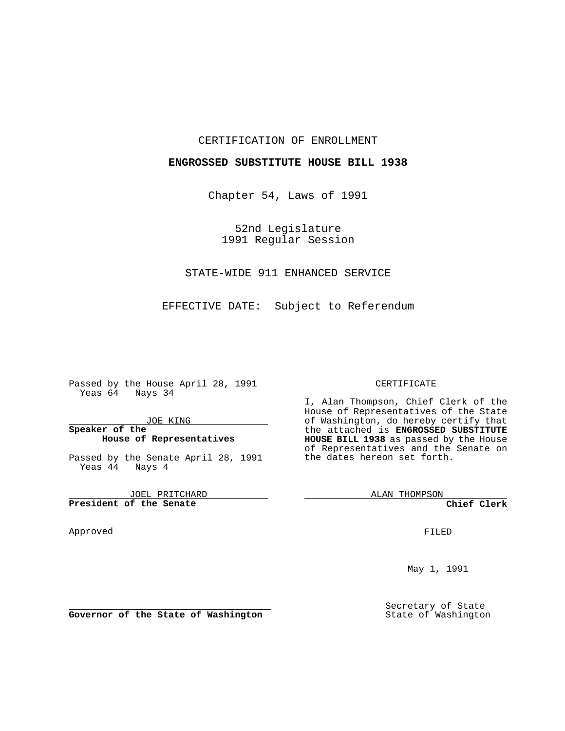CERTIFICATION OF ENROLLMENT

**ENGROSSED SUBSTITUTE HOUSE BILL 1938**

Chapter 54, Laws of 1991

52nd Legislature
1991 Regular Session

STATE-WIDE 911 ENHANCED SERVICE

EFFECTIVE DATE: Subject to Referendum

Passed by the House April 28, 1991
Yeas 64 Nays 34

JOE KING
**Speaker of the House of Representatives**

Passed by the Senate April 28, 1991
Yeas 44 Nays 4

JOEL PRITCHARD
**President of the Senate**

Approved

**Governor of the State of Washington**

CERTIFICATE

I, Alan Thompson, Chief Clerk of the House of Representatives of the State of Washington, do hereby certify that the attached is **ENGROSSED SUBSTITUTE HOUSE BILL 1938** as passed by the House of Representatives and the Senate on the dates hereon set forth.

ALAN THOMPSON
**Chief Clerk**

FILED

May 1, 1991

Secretary of State
State of Washington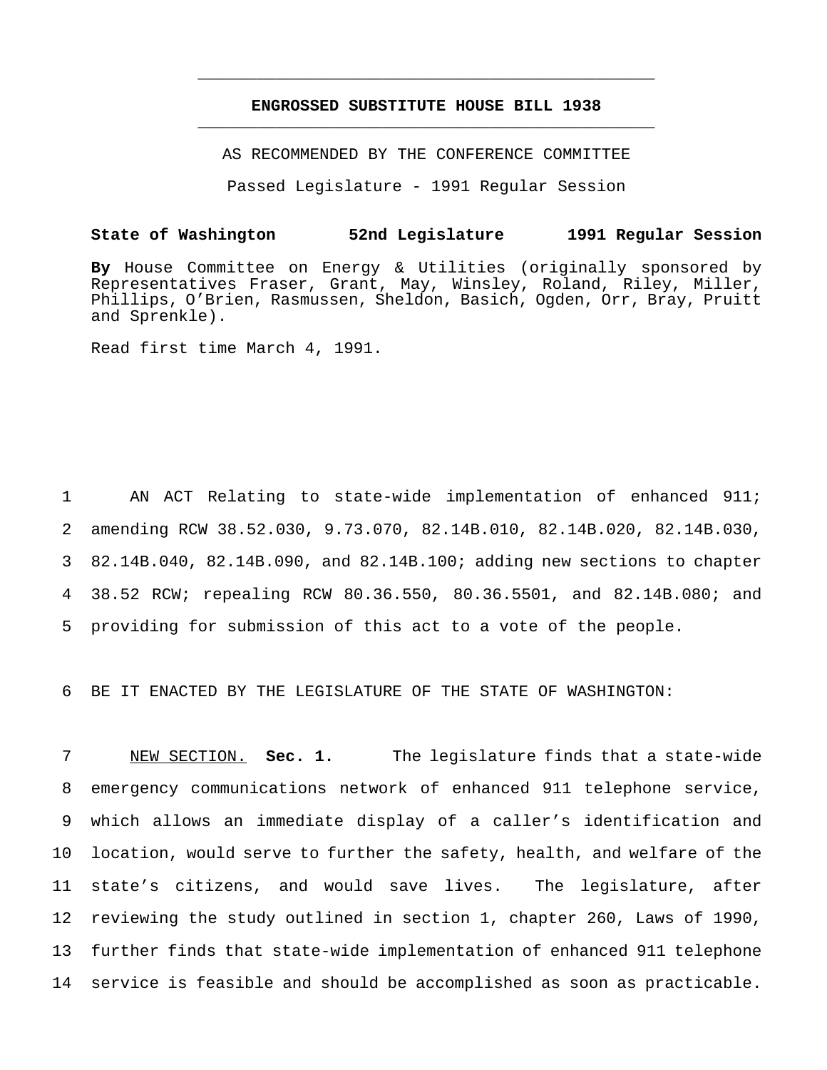# ENGROSSED SUBSTITUTE HOUSE BILL 1938

AS RECOMMENDED BY THE CONFERENCE COMMITTEE

Passed Legislature - 1991 Regular Session

**State of Washington 52nd Legislature 1991 Regular Session**

**By** House Committee on Energy & Utilities (originally sponsored by Representatives Fraser, Grant, May, Winsley, Roland, Riley, Miller, Phillips, O'Brien, Rasmussen, Sheldon, Basich, Ogden, Orr, Bray, Pruitt and Sprenkle).

Read first time March 4, 1991.

1 AN ACT Relating to state-wide implementation of enhanced 911;
2 amending RCW 38.52.030, 9.73.070, 82.14B.010, 82.14B.020, 82.14B.030,
3 82.14B.040, 82.14B.090, and 82.14B.100; adding new sections to chapter
4 38.52 RCW; repealing RCW 80.36.550, 80.36.5501, and 82.14B.080; and
5 providing for submission of this act to a vote of the people.

6 BE IT ENACTED BY THE LEGISLATURE OF THE STATE OF WASHINGTON:

7 NEW SECTION. **Sec. 1.** The legislature finds that a state-wide
8 emergency communications network of enhanced 911 telephone service,
9 which allows an immediate display of a caller's identification and
10 location, would serve to further the safety, health, and welfare of the
11 state's citizens, and would save lives. The legislature, after
12 reviewing the study outlined in section 1, chapter 260, Laws of 1990,
13 further finds that state-wide implementation of enhanced 911 telephone
14 service is feasible and should be accomplished as soon as practicable.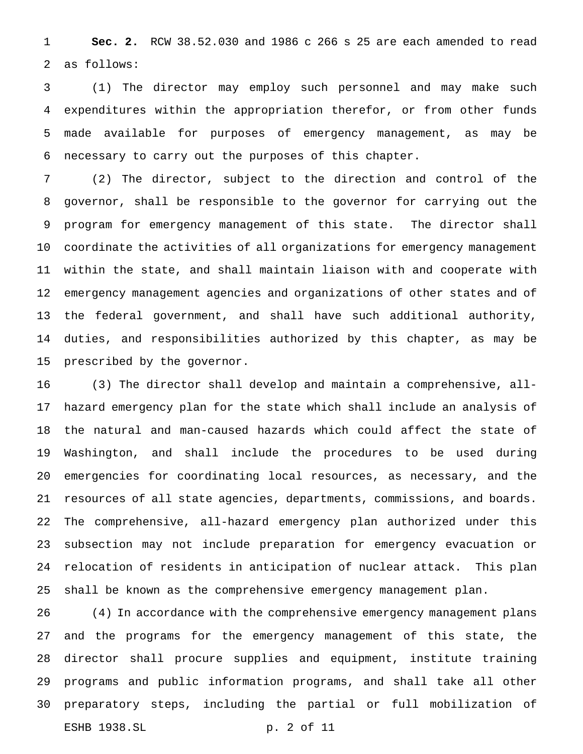**Sec. 2.** RCW 38.52.030 and 1986 c 266 s 25 are each amended to read as follows:

(1) The director may employ such personnel and may make such expenditures within the appropriation therefor, or from other funds made available for purposes of emergency management, as may be necessary to carry out the purposes of this chapter.

(2) The director, subject to the direction and control of the governor, shall be responsible to the governor for carrying out the program for emergency management of this state. The director shall coordinate the activities of all organizations for emergency management within the state, and shall maintain liaison with and cooperate with emergency management agencies and organizations of other states and of the federal government, and shall have such additional authority, duties, and responsibilities authorized by this chapter, as may be prescribed by the governor.

(3) The director shall develop and maintain a comprehensive, all-hazard emergency plan for the state which shall include an analysis of the natural and man-caused hazards which could affect the state of Washington, and shall include the procedures to be used during emergencies for coordinating local resources, as necessary, and the resources of all state agencies, departments, commissions, and boards. The comprehensive, all-hazard emergency plan authorized under this subsection may not include preparation for emergency evacuation or relocation of residents in anticipation of nuclear attack. This plan shall be known as the comprehensive emergency management plan.

(4) In accordance with the comprehensive emergency management plans and the programs for the emergency management of this state, the director shall procure supplies and equipment, institute training programs and public information programs, and shall take all other preparatory steps, including the partial or full mobilization of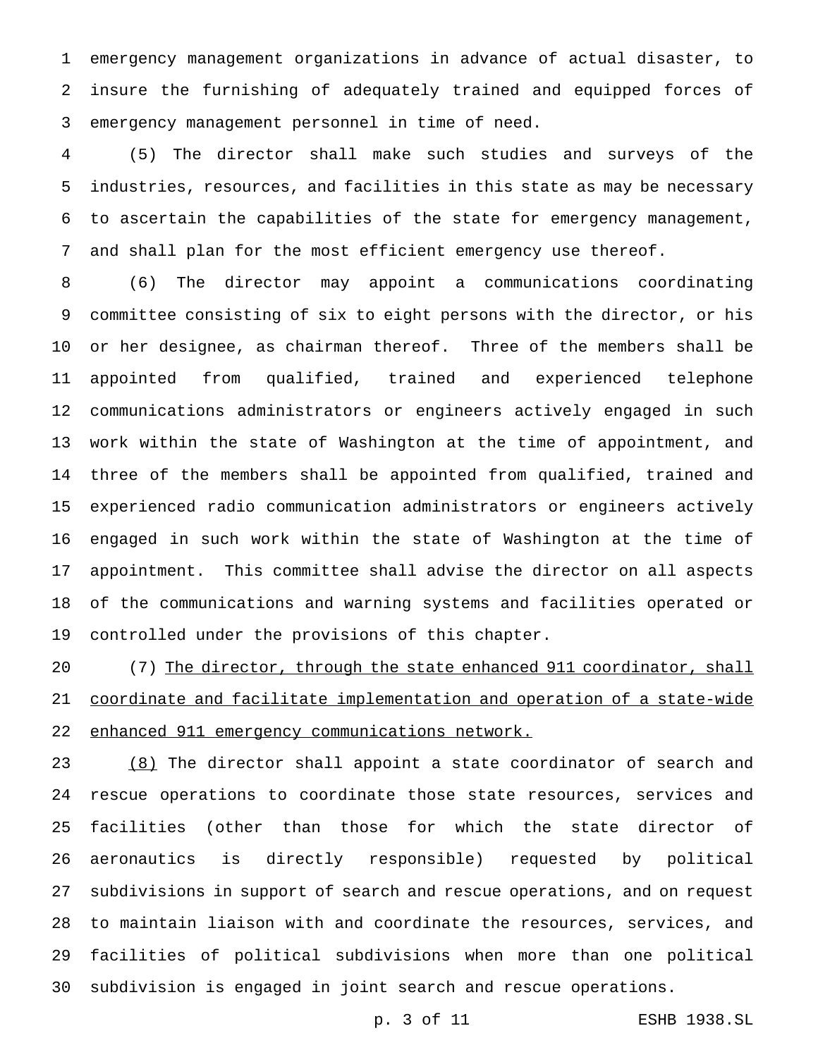emergency management organizations in advance of actual disaster, to insure the furnishing of adequately trained and equipped forces of emergency management personnel in time of need.

(5) The director shall make such studies and surveys of the industries, resources, and facilities in this state as may be necessary to ascertain the capabilities of the state for emergency management, and shall plan for the most efficient emergency use thereof.

(6) The director may appoint a communications coordinating committee consisting of six to eight persons with the director, or his or her designee, as chairman thereof. Three of the members shall be appointed from qualified, trained and experienced telephone communications administrators or engineers actively engaged in such work within the state of Washington at the time of appointment, and three of the members shall be appointed from qualified, trained and experienced radio communication administrators or engineers actively engaged in such work within the state of Washington at the time of appointment. This committee shall advise the director on all aspects of the communications and warning systems and facilities operated or controlled under the provisions of this chapter.

(7) <u>The director, through the state enhanced 911 coordinator, shall coordinate and facilitate implementation and operation of a state-wide enhanced 911 emergency communications network.</u>

<u>(8)</u> The director shall appoint a state coordinator of search and rescue operations to coordinate those state resources, services and facilities (other than those for which the state director of aeronautics is directly responsible) requested by political subdivisions in support of search and rescue operations, and on request to maintain liaison with and coordinate the resources, services, and facilities of political subdivisions when more than one political subdivision is engaged in joint search and rescue operations.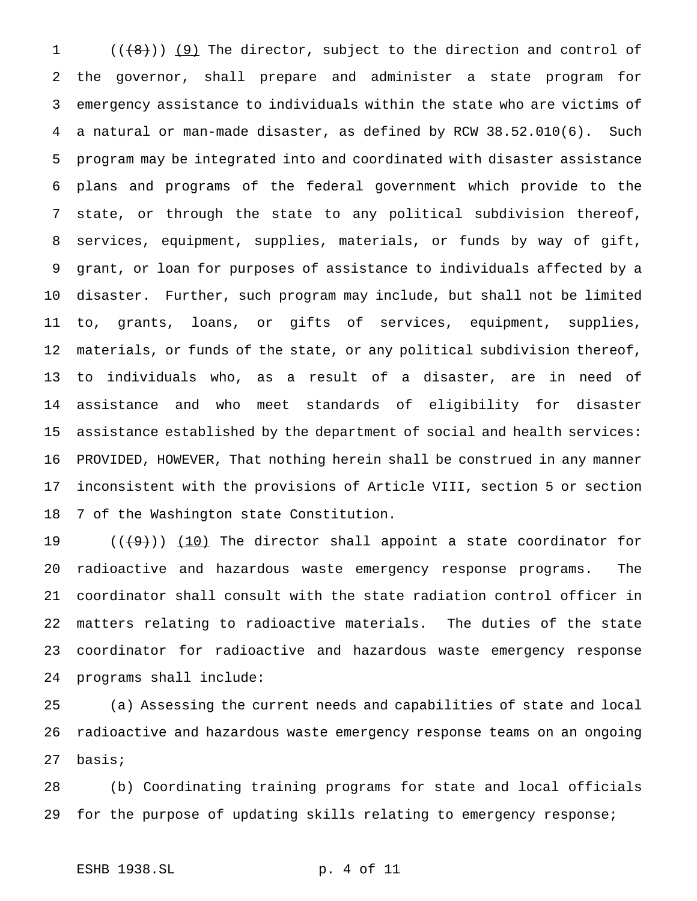((~~(8)~~)) <u>(9)</u> The director, subject to the direction and control of the governor, shall prepare and administer a state program for emergency assistance to individuals within the state who are victims of a natural or man-made disaster, as defined by RCW 38.52.010(6). Such program may be integrated into and coordinated with disaster assistance plans and programs of the federal government which provide to the state, or through the state to any political subdivision thereof, services, equipment, supplies, materials, or funds by way of gift, grant, or loan for purposes of assistance to individuals affected by a disaster. Further, such program may include, but shall not be limited to, grants, loans, or gifts of services, equipment, supplies, materials, or funds of the state, or any political subdivision thereof, to individuals who, as a result of a disaster, are in need of assistance and who meet standards of eligibility for disaster assistance established by the department of social and health services: PROVIDED, HOWEVER, That nothing herein shall be construed in any manner inconsistent with the provisions of Article VIII, section 5 or section 7 of the Washington state Constitution.

((~~(9)~~)) <u>(10)</u> The director shall appoint a state coordinator for radioactive and hazardous waste emergency response programs. The coordinator shall consult with the state radiation control officer in matters relating to radioactive materials. The duties of the state coordinator for radioactive and hazardous waste emergency response programs shall include:

(a) Assessing the current needs and capabilities of state and local radioactive and hazardous waste emergency response teams on an ongoing basis;

(b) Coordinating training programs for state and local officials for the purpose of updating skills relating to emergency response;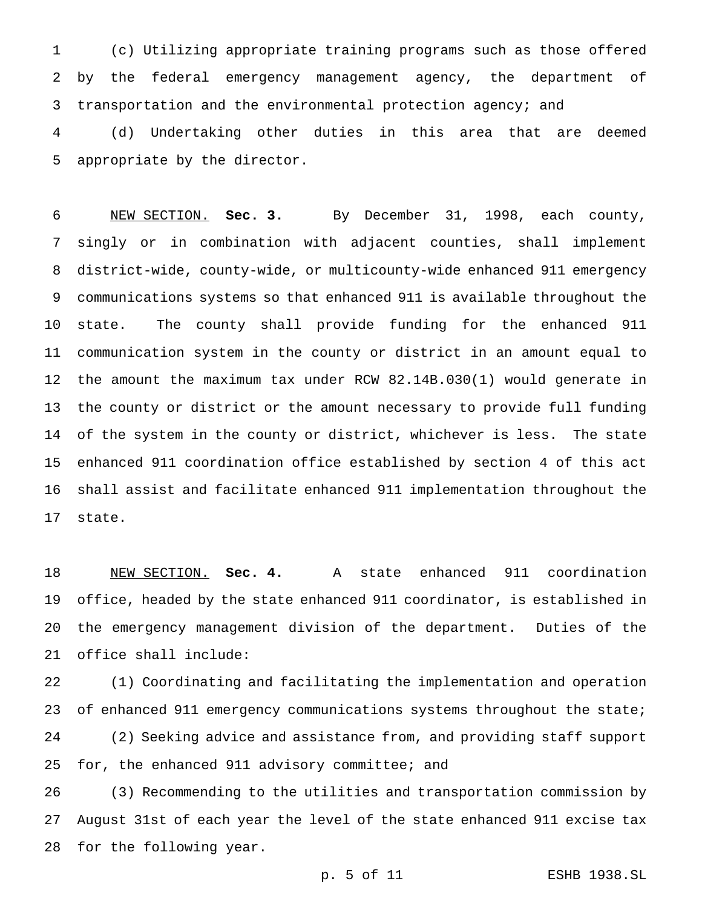(c) Utilizing appropriate training programs such as those offered by the federal emergency management agency, the department of transportation and the environmental protection agency; and

(d) Undertaking other duties in this area that are deemed appropriate by the director.

NEW SECTION. **Sec. 3.** By December 31, 1998, each county, singly or in combination with adjacent counties, shall implement district-wide, county-wide, or multicounty-wide enhanced 911 emergency communications systems so that enhanced 911 is available throughout the state. The county shall provide funding for the enhanced 911 communication system in the county or district in an amount equal to the amount the maximum tax under RCW 82.14B.030(1) would generate in the county or district or the amount necessary to provide full funding of the system in the county or district, whichever is less. The state enhanced 911 coordination office established by section 4 of this act shall assist and facilitate enhanced 911 implementation throughout the state.

NEW SECTION. **Sec. 4.** A state enhanced 911 coordination office, headed by the state enhanced 911 coordinator, is established in the emergency management division of the department. Duties of the office shall include:

(1) Coordinating and facilitating the implementation and operation of enhanced 911 emergency communications systems throughout the state;

(2) Seeking advice and assistance from, and providing staff support for, the enhanced 911 advisory committee; and

(3) Recommending to the utilities and transportation commission by August 31st of each year the level of the state enhanced 911 excise tax for the following year.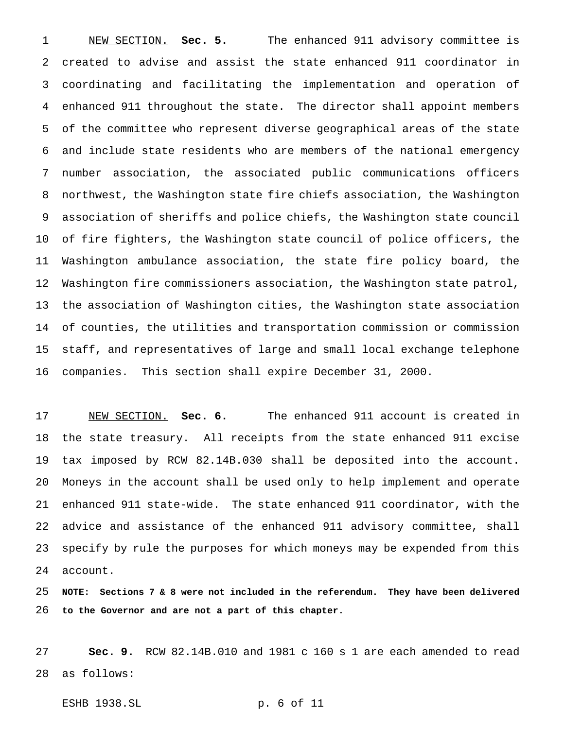NEW SECTION. **Sec. 5.** The enhanced 911 advisory committee is created to advise and assist the state enhanced 911 coordinator in coordinating and facilitating the implementation and operation of enhanced 911 throughout the state. The director shall appoint members of the committee who represent diverse geographical areas of the state and include state residents who are members of the national emergency number association, the associated public communications officers northwest, the Washington state fire chiefs association, the Washington association of sheriffs and police chiefs, the Washington state council of fire fighters, the Washington state council of police officers, the Washington ambulance association, the state fire policy board, the Washington fire commissioners association, the Washington state patrol, the association of Washington cities, the Washington state association of counties, the utilities and transportation commission or commission staff, and representatives of large and small local exchange telephone companies. This section shall expire December 31, 2000.

NEW SECTION. **Sec. 6.** The enhanced 911 account is created in the state treasury. All receipts from the state enhanced 911 excise tax imposed by RCW 82.14B.030 shall be deposited into the account. Moneys in the account shall be used only to help implement and operate enhanced 911 state-wide. The state enhanced 911 coordinator, with the advice and assistance of the enhanced 911 advisory committee, shall specify by rule the purposes for which moneys may be expended from this account.

**NOTE: Sections 7 & 8 were not included in the referendum. They have been delivered to the Governor and are not a part of this chapter.**

**Sec. 9.** RCW 82.14B.010 and 1981 c 160 s 1 are each amended to read as follows: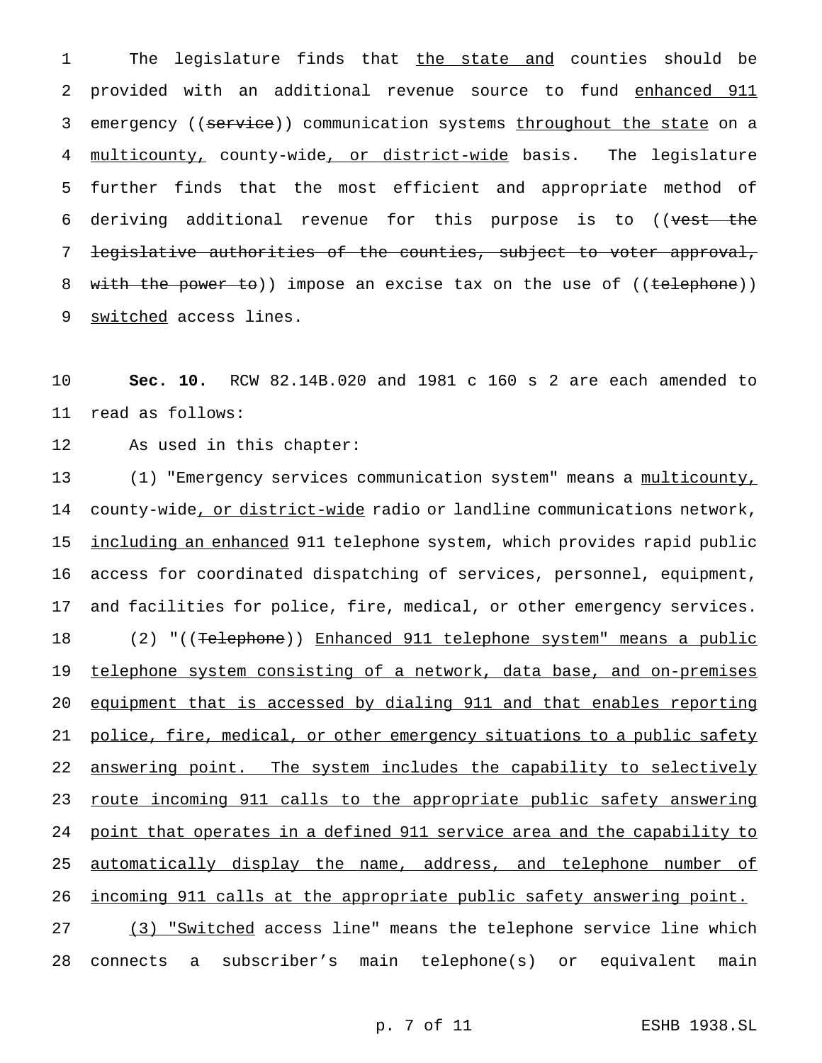The legislature finds that <u>the state and</u> counties should be provided with an additional revenue source to fund <u>enhanced 911</u> emergency ((~~service~~)) communication systems <u>throughout the state</u> on a <u>multicounty,</u> county-wide<u>, or district-wide</u> basis. The legislature further finds that the most efficient and appropriate method of deriving additional revenue for this purpose is to ((~~vest the legislative authorities of the counties, subject to voter approval, with the power to~~)) impose an excise tax on the use of ((~~telephone~~)) <u>switched</u> access lines.

**Sec. 10.** RCW 82.14B.020 and 1981 c 160 s 2 are each amended to read as follows:

As used in this chapter:

(1) "Emergency services communication system" means a <u>multicounty,</u> county-wide<u>, or district-wide</u> radio or landline communications network, <u>including an enhanced</u> 911 telephone system, which provides rapid public access for coordinated dispatching of services, personnel, equipment, and facilities for police, fire, medical, or other emergency services.

(2) "((~~Telephone~~)) <u>Enhanced 911 telephone system" means a public telephone system consisting of a network, data base, and on-premises equipment that is accessed by dialing 911 and that enables reporting police, fire, medical, or other emergency situations to a public safety answering point. The system includes the capability to selectively route incoming 911 calls to the appropriate public safety answering point that operates in a defined 911 service area and the capability to automatically display the name, address, and telephone number of incoming 911 calls at the appropriate public safety answering point.</u>

<u>(3) "Switched</u> access line" means the telephone service line which connects a subscriber's main telephone(s) or equivalent main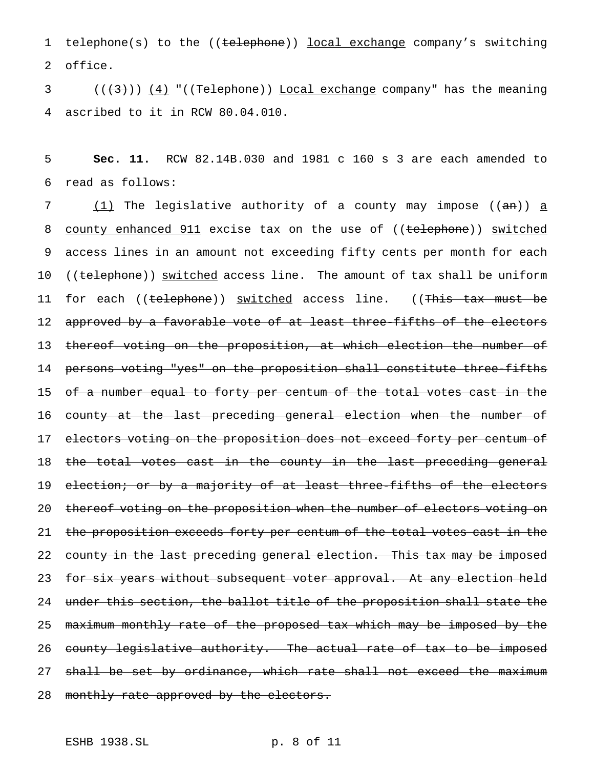telephone(s) to the ((~~telephone~~)) <u>local exchange</u> company's switching office.

((~~(3)~~)) <u>(4)</u> "((~~Telephone~~)) <u>Local exchange</u> company" has the meaning ascribed to it in RCW 80.04.010.

**Sec. 11.** RCW 82.14B.030 and 1981 c 160 s 3 are each amended to read as follows:

<u>(1)</u> The legislative authority of a county may impose ((~~an~~)) <u>a county enhanced 911</u> excise tax on the use of ((~~telephone~~)) <u>switched</u> access lines in an amount not exceeding fifty cents per month for each ((~~telephone~~)) <u>switched</u> access line. The amount of tax shall be uniform for each ((~~telephone~~)) <u>switched</u> access line. ((~~This tax must be approved by a favorable vote of at least three-fifths of the electors thereof voting on the proposition, at which election the number of persons voting "yes" on the proposition shall constitute three-fifths of a number equal to forty per centum of the total votes cast in the county at the last preceding general election when the number of electors voting on the proposition does not exceed forty per centum of the total votes cast in the county in the last preceding general election; or by a majority of at least three-fifths of the electors thereof voting on the proposition when the number of electors voting on the proposition exceeds forty per centum of the total votes cast in the county in the last preceding general election. This tax may be imposed for six years without subsequent voter approval. At any election held under this section, the ballot title of the proposition shall state the maximum monthly rate of the proposed tax which may be imposed by the county legislative authority. The actual rate of tax to be imposed shall be set by ordinance, which rate shall not exceed the maximum monthly rate approved by the electors.~~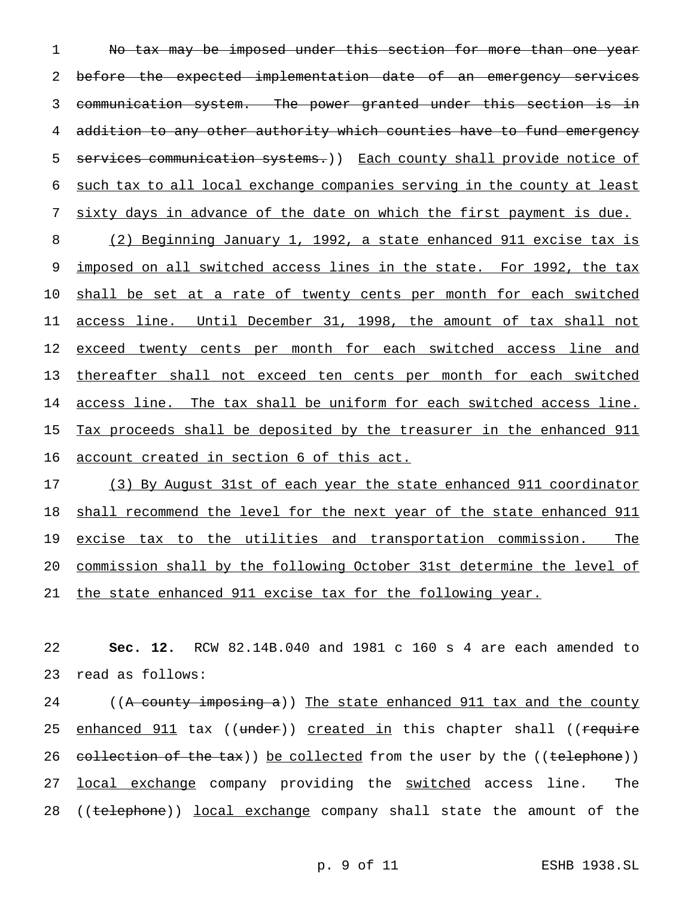~~No tax may be imposed under this section for more than one year before the expected implementation date of an emergency services communication system. The power granted under this section is in addition to any other authority which counties have to fund emergency services communication systems.~~)) <u>Each county shall provide notice of such tax to all local exchange companies serving in the county at least sixty days in advance of the date on which the first payment is due.</u>

<u>(2) Beginning January 1, 1992, a state enhanced 911 excise tax is imposed on all switched access lines in the state. For 1992, the tax shall be set at a rate of twenty cents per month for each switched access line. Until December 31, 1998, the amount of tax shall not exceed twenty cents per month for each switched access line and thereafter shall not exceed ten cents per month for each switched access line. The tax shall be uniform for each switched access line. Tax proceeds shall be deposited by the treasurer in the enhanced 911 account created in section 6 of this act.</u>

<u>(3) By August 31st of each year the state enhanced 911 coordinator shall recommend the level for the next year of the state enhanced 911 excise tax to the utilities and transportation commission. The commission shall by the following October 31st determine the level of the state enhanced 911 excise tax for the following year.</u>

**Sec. 12.** RCW 82.14B.040 and 1981 c 160 s 4 are each amended to read as follows:

((~~A county imposing a~~)) <u>The state enhanced 911 tax and the county enhanced 911</u> tax ((~~under~~)) <u>created in</u> this chapter shall ((~~require collection of the tax~~)) <u>be collected</u> from the user by the ((~~telephone~~)) <u>local exchange</u> company providing the <u>switched</u> access line. The ((~~telephone~~)) <u>local exchange</u> company shall state the amount of the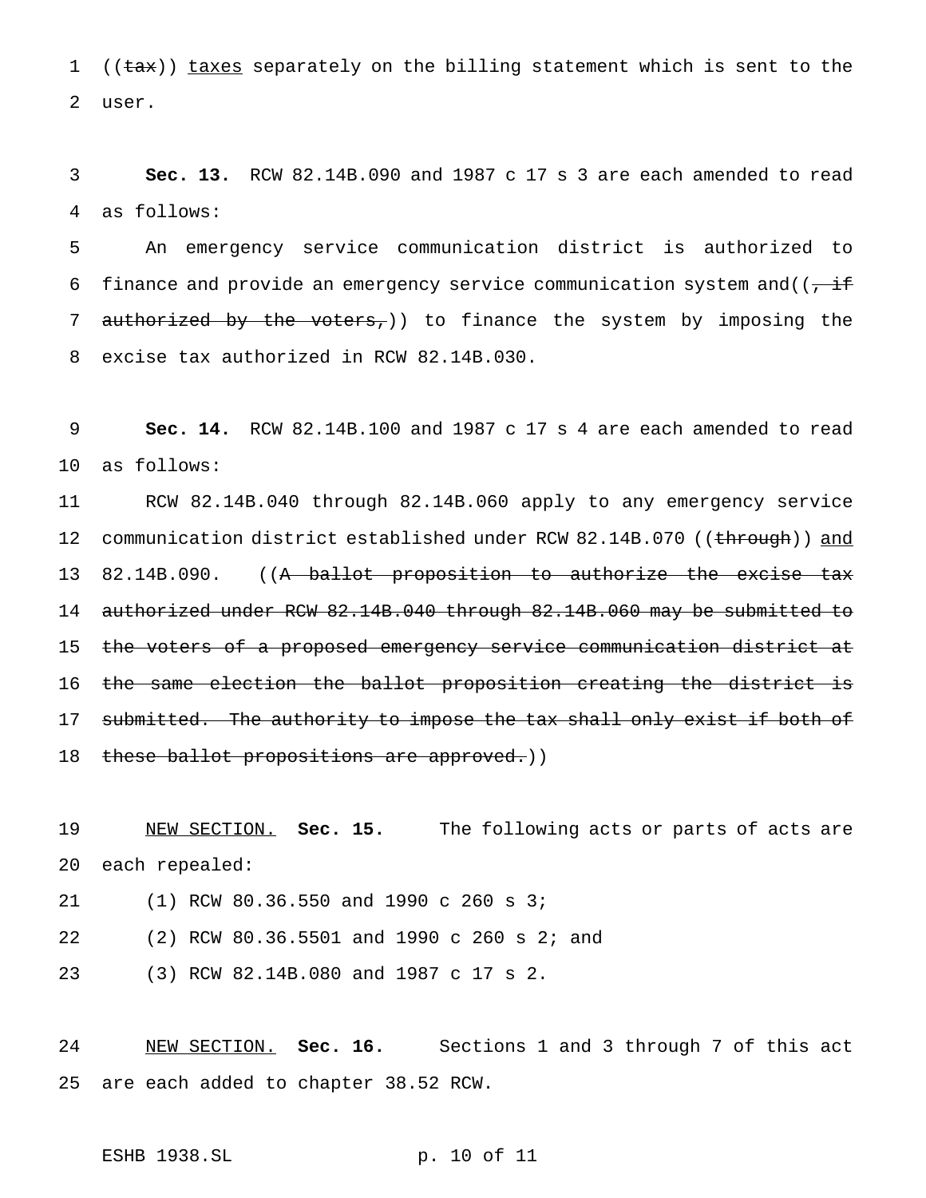((~~tax~~)) <u>taxes</u> separately on the billing statement which is sent to the user.

**Sec. 13.** RCW 82.14B.090 and 1987 c 17 s 3 are each amended to read as follows:

An emergency service communication district is authorized to finance and provide an emergency service communication system and((~~, if authorized by the voters,~~)) to finance the system by imposing the excise tax authorized in RCW 82.14B.030.

**Sec. 14.** RCW 82.14B.100 and 1987 c 17 s 4 are each amended to read as follows:

RCW 82.14B.040 through 82.14B.060 apply to any emergency service communication district established under RCW 82.14B.070 ((~~through~~)) <u>and</u> 82.14B.090. ((~~A ballot proposition to authorize the excise tax authorized under RCW 82.14B.040 through 82.14B.060 may be submitted to the voters of a proposed emergency service communication district at the same election the ballot proposition creating the district is submitted. The authority to impose the tax shall only exist if both of these ballot propositions are approved.~~))

<u>NEW SECTION.</u> **Sec. 15.** The following acts or parts of acts are each repealed:

(1) RCW 80.36.550 and 1990 c 260 s 3;

(2) RCW 80.36.5501 and 1990 c 260 s 2; and

(3) RCW 82.14B.080 and 1987 c 17 s 2.

<u>NEW SECTION.</u> **Sec. 16.** Sections 1 and 3 through 7 of this act are each added to chapter 38.52 RCW.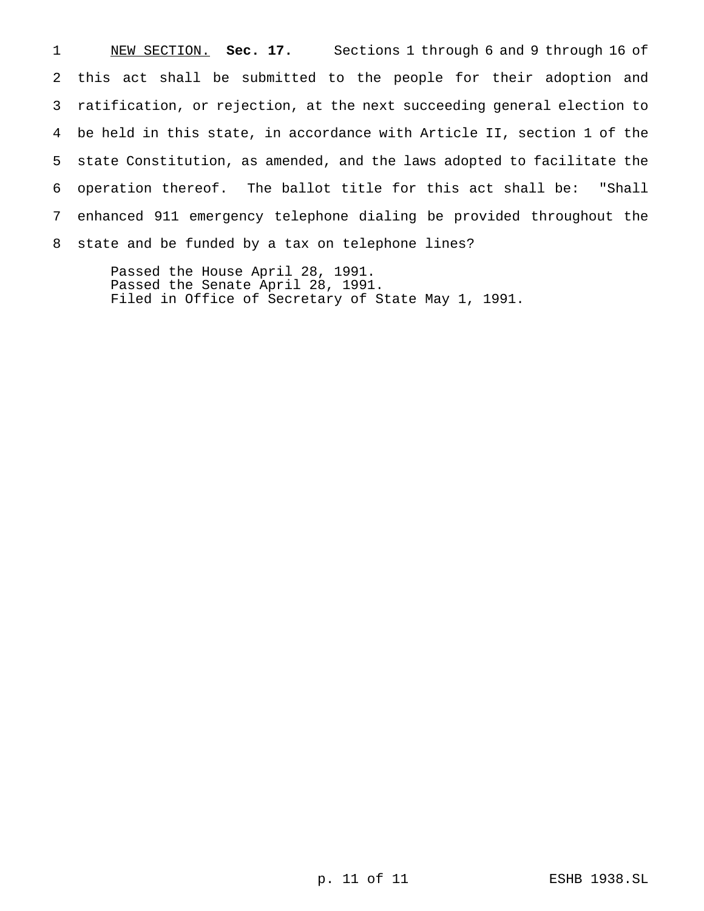NEW SECTION. **Sec. 17.** Sections 1 through 6 and 9 through 16 of this act shall be submitted to the people for their adoption and ratification, or rejection, at the next succeeding general election to be held in this state, in accordance with Article II, section 1 of the state Constitution, as amended, and the laws adopted to facilitate the operation thereof. The ballot title for this act shall be: "Shall enhanced 911 emergency telephone dialing be provided throughout the state and be funded by a tax on telephone lines?

Passed the House April 28, 1991.
Passed the Senate April 28, 1991.
Filed in Office of Secretary of State May 1, 1991.